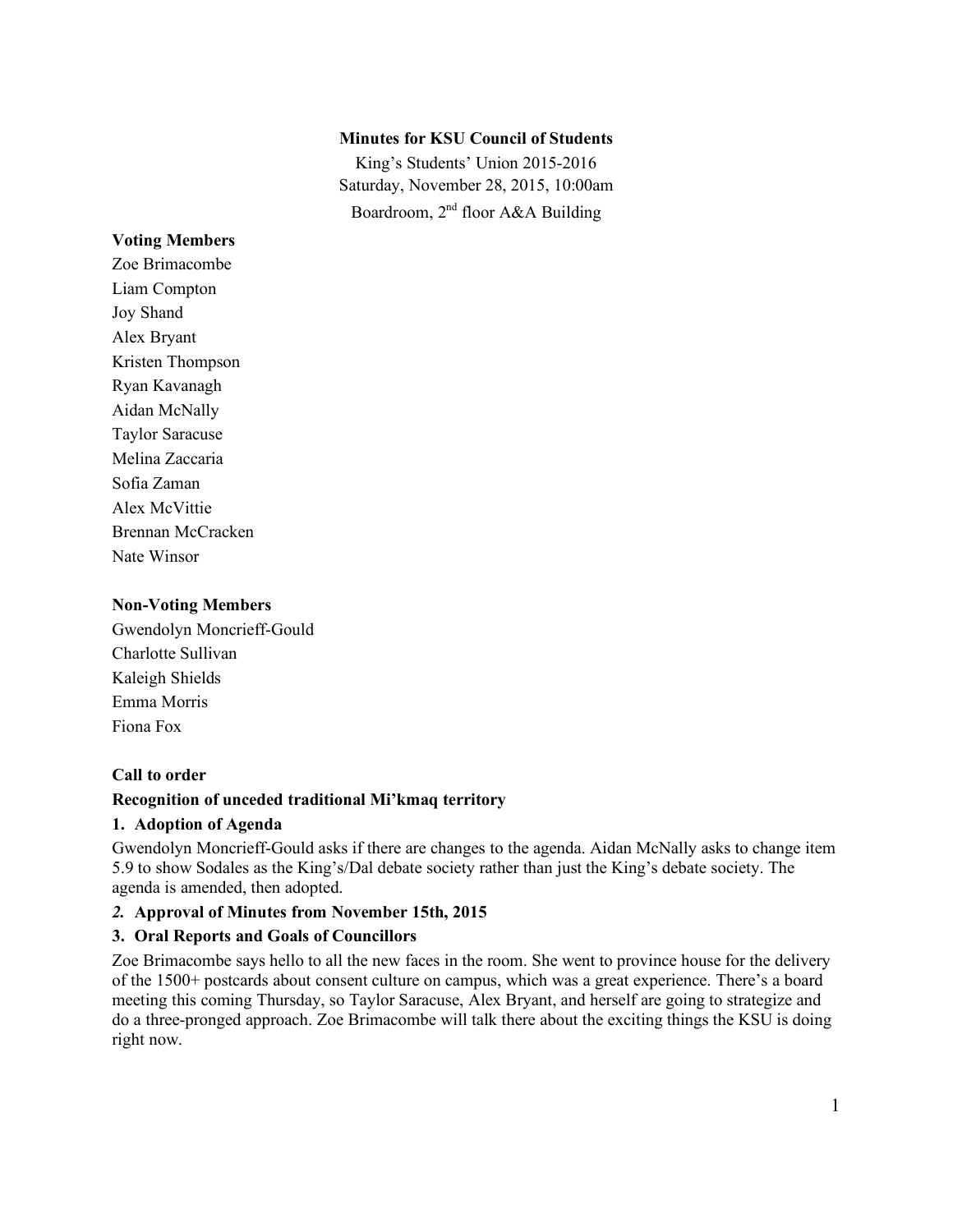**Minutes for KSU Council of Students**

King's Students' Union 2015-2016

Saturday, November 28, 2015, 10:00am

Boardroom, 2nd floor A&A Building

**Voting Members**

Zoe Brimacombe
Liam Compton
Joy Shand
Alex Bryant
Kristen Thompson
Ryan Kavanagh
Aidan McNally
Taylor Saracuse
Melina Zaccaria
Sofia Zaman
Alex McVittie
Brennan McCracken
Nate Winsor

**Non-Voting Members**

Gwendolyn Moncrieff-Gould
Charlotte Sullivan
Kaleigh Shields
Emma Morris
Fiona Fox

**Call to order**

**Recognition of unceded traditional Mi'kmaq territory**

**1. Adoption of Agenda**

Gwendolyn Moncrieff-Gould asks if there are changes to the agenda. Aidan McNally asks to change item 5.9 to show Sodales as the King's/Dal debate society rather than just the King's debate society. The agenda is amended, then adopted.

***2.* Approval of Minutes from November 15th, 2015**

**3. Oral Reports and Goals of Councillors**

Zoe Brimacombe says hello to all the new faces in the room. She went to province house for the delivery of the 1500+ postcards about consent culture on campus, which was a great experience. There's a board meeting this coming Thursday, so Taylor Saracuse, Alex Bryant, and herself are going to strategize and do a three-pronged approach. Zoe Brimacombe will talk there about the exciting things the KSU is doing right now.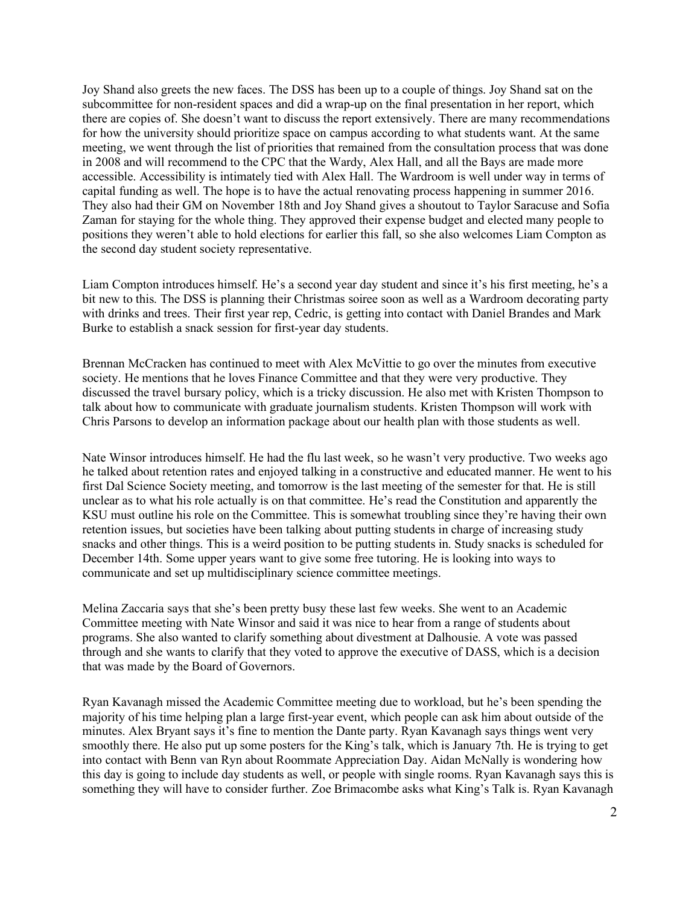Joy Shand also greets the new faces. The DSS has been up to a couple of things. Joy Shand sat on the subcommittee for non-resident spaces and did a wrap-up on the final presentation in her report, which there are copies of. She doesn't want to discuss the report extensively. There are many recommendations for how the university should prioritize space on campus according to what students want. At the same meeting, we went through the list of priorities that remained from the consultation process that was done in 2008 and will recommend to the CPC that the Wardy, Alex Hall, and all the Bays are made more accessible. Accessibility is intimately tied with Alex Hall. The Wardroom is well under way in terms of capital funding as well. The hope is to have the actual renovating process happening in summer 2016. They also had their GM on November 18th and Joy Shand gives a shoutout to Taylor Saracuse and Sofia Zaman for staying for the whole thing. They approved their expense budget and elected many people to positions they weren't able to hold elections for earlier this fall, so she also welcomes Liam Compton as the second day student society representative.

Liam Compton introduces himself. He's a second year day student and since it's his first meeting, he's a bit new to this. The DSS is planning their Christmas soiree soon as well as a Wardroom decorating party with drinks and trees. Their first year rep, Cedric, is getting into contact with Daniel Brandes and Mark Burke to establish a snack session for first-year day students.

Brennan McCracken has continued to meet with Alex McVittie to go over the minutes from executive society. He mentions that he loves Finance Committee and that they were very productive. They discussed the travel bursary policy, which is a tricky discussion. He also met with Kristen Thompson to talk about how to communicate with graduate journalism students. Kristen Thompson will work with Chris Parsons to develop an information package about our health plan with those students as well.

Nate Winsor introduces himself. He had the flu last week, so he wasn't very productive. Two weeks ago he talked about retention rates and enjoyed talking in a constructive and educated manner. He went to his first Dal Science Society meeting, and tomorrow is the last meeting of the semester for that. He is still unclear as to what his role actually is on that committee. He's read the Constitution and apparently the KSU must outline his role on the Committee. This is somewhat troubling since they're having their own retention issues, but societies have been talking about putting students in charge of increasing study snacks and other things. This is a weird position to be putting students in. Study snacks is scheduled for December 14th. Some upper years want to give some free tutoring. He is looking into ways to communicate and set up multidisciplinary science committee meetings.

Melina Zaccaria says that she's been pretty busy these last few weeks. She went to an Academic Committee meeting with Nate Winsor and said it was nice to hear from a range of students about programs. She also wanted to clarify something about divestment at Dalhousie. A vote was passed through and she wants to clarify that they voted to approve the executive of DASS, which is a decision that was made by the Board of Governors.

Ryan Kavanagh missed the Academic Committee meeting due to workload, but he's been spending the majority of his time helping plan a large first-year event, which people can ask him about outside of the minutes. Alex Bryant says it's fine to mention the Dante party. Ryan Kavanagh says things went very smoothly there. He also put up some posters for the King's talk, which is January 7th. He is trying to get into contact with Benn van Ryn about Roommate Appreciation Day. Aidan McNally is wondering how this day is going to include day students as well, or people with single rooms. Ryan Kavanagh says this is something they will have to consider further. Zoe Brimacombe asks what King's Talk is. Ryan Kavanagh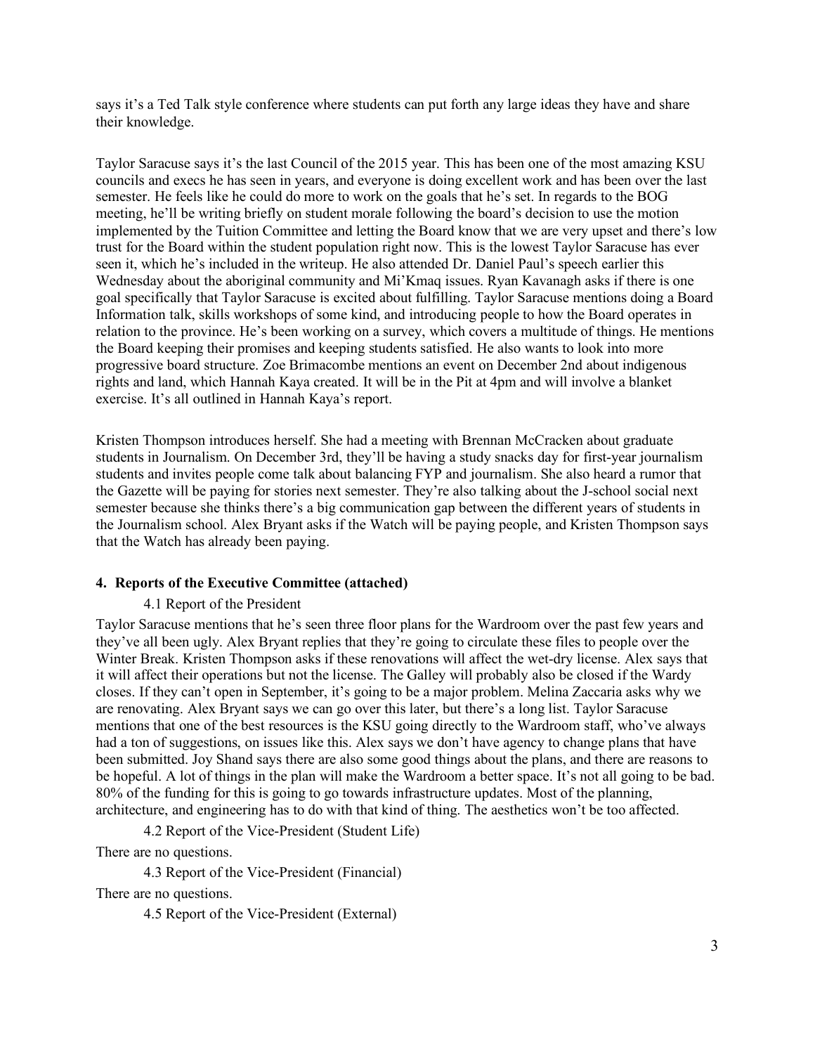says it's a Ted Talk style conference where students can put forth any large ideas they have and share their knowledge.

Taylor Saracuse says it's the last Council of the 2015 year. This has been one of the most amazing KSU councils and execs he has seen in years, and everyone is doing excellent work and has been over the last semester. He feels like he could do more to work on the goals that he's set. In regards to the BOG meeting, he'll be writing briefly on student morale following the board's decision to use the motion implemented by the Tuition Committee and letting the Board know that we are very upset and there's low trust for the Board within the student population right now. This is the lowest Taylor Saracuse has ever seen it, which he's included in the writeup. He also attended Dr. Daniel Paul's speech earlier this Wednesday about the aboriginal community and Mi'Kmaq issues. Ryan Kavanagh asks if there is one goal specifically that Taylor Saracuse is excited about fulfilling. Taylor Saracuse mentions doing a Board Information talk, skills workshops of some kind, and introducing people to how the Board operates in relation to the province. He's been working on a survey, which covers a multitude of things. He mentions the Board keeping their promises and keeping students satisfied. He also wants to look into more progressive board structure. Zoe Brimacombe mentions an event on December 2nd about indigenous rights and land, which Hannah Kaya created. It will be in the Pit at 4pm and will involve a blanket exercise. It's all outlined in Hannah Kaya's report.

Kristen Thompson introduces herself. She had a meeting with Brennan McCracken about graduate students in Journalism. On December 3rd, they'll be having a study snacks day for first-year journalism students and invites people come talk about balancing FYP and journalism. She also heard a rumor that the Gazette will be paying for stories next semester. They're also talking about the J-school social next semester because she thinks there's a big communication gap between the different years of students in the Journalism school. Alex Bryant asks if the Watch will be paying people, and Kristen Thompson says that the Watch has already been paying.

**4. Reports of the Executive Committee (attached)**

4.1 Report of the President

Taylor Saracuse mentions that he's seen three floor plans for the Wardroom over the past few years and they've all been ugly. Alex Bryant replies that they're going to circulate these files to people over the Winter Break. Kristen Thompson asks if these renovations will affect the wet-dry license. Alex says that it will affect their operations but not the license. The Galley will probably also be closed if the Wardy closes. If they can't open in September, it's going to be a major problem. Melina Zaccaria asks why we are renovating. Alex Bryant says we can go over this later, but there's a long list. Taylor Saracuse mentions that one of the best resources is the KSU going directly to the Wardroom staff, who've always had a ton of suggestions, on issues like this. Alex says we don't have agency to change plans that have been submitted. Joy Shand says there are also some good things about the plans, and there are reasons to be hopeful. A lot of things in the plan will make the Wardroom a better space. It's not all going to be bad. 80% of the funding for this is going to go towards infrastructure updates. Most of the planning, architecture, and engineering has to do with that kind of thing. The aesthetics won't be too affected.

4.2 Report of the Vice-President (Student Life)

There are no questions.

4.3 Report of the Vice-President (Financial)

There are no questions.

4.5 Report of the Vice-President (External)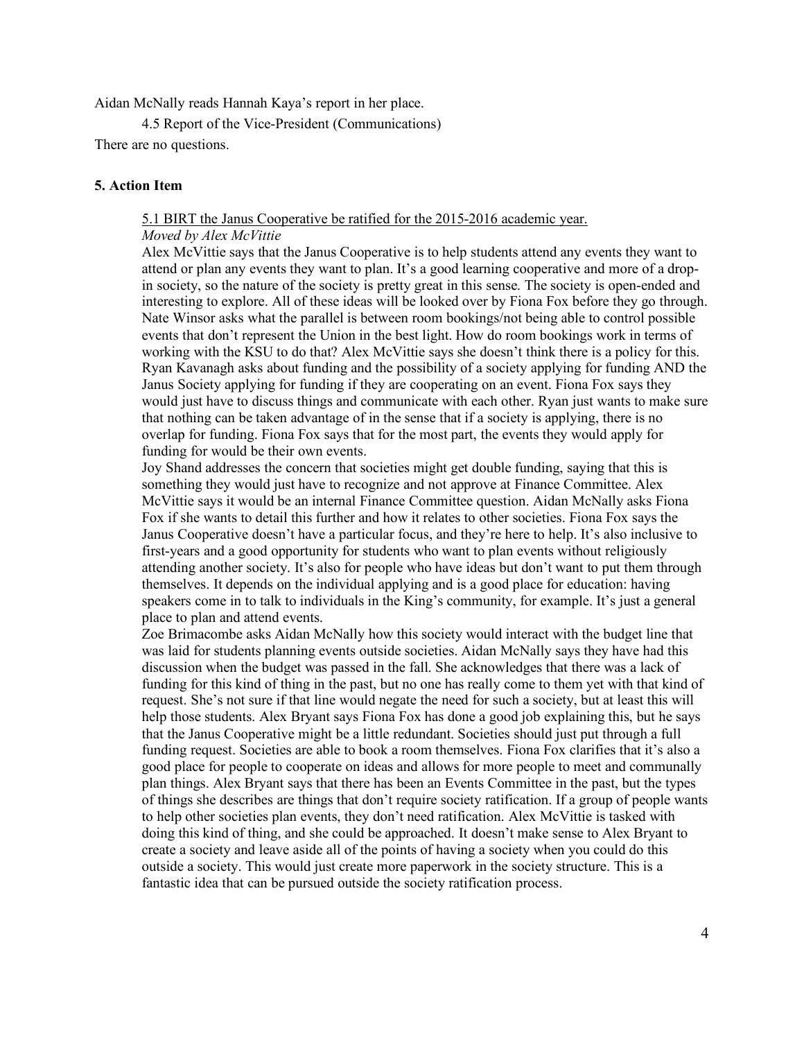Aidan McNally reads Hannah Kaya's report in her place.

4.5 Report of the Vice-President (Communications)

There are no questions.

## 5. Action Item

5.1 BIRT the Janus Cooperative be ratified for the 2015-2016 academic year.

*Moved by Alex McVittie*

Alex McVittie says that the Janus Cooperative is to help students attend any events they want to attend or plan any events they want to plan. It's a good learning cooperative and more of a drop-in society, so the nature of the society is pretty great in this sense. The society is open-ended and interesting to explore. All of these ideas will be looked over by Fiona Fox before they go through. Nate Winsor asks what the parallel is between room bookings/not being able to control possible events that don't represent the Union in the best light. How do room bookings work in terms of working with the KSU to do that? Alex McVittie says she doesn't think there is a policy for this. Ryan Kavanagh asks about funding and the possibility of a society applying for funding AND the Janus Society applying for funding if they are cooperating on an event. Fiona Fox says they would just have to discuss things and communicate with each other. Ryan just wants to make sure that nothing can be taken advantage of in the sense that if a society is applying, there is no overlap for funding. Fiona Fox says that for the most part, the events they would apply for funding for would be their own events.

Joy Shand addresses the concern that societies might get double funding, saying that this is something they would just have to recognize and not approve at Finance Committee. Alex McVittie says it would be an internal Finance Committee question. Aidan McNally asks Fiona Fox if she wants to detail this further and how it relates to other societies. Fiona Fox says the Janus Cooperative doesn't have a particular focus, and they're here to help. It's also inclusive to first-years and a good opportunity for students who want to plan events without religiously attending another society. It's also for people who have ideas but don't want to put them through themselves. It depends on the individual applying and is a good place for education: having speakers come in to talk to individuals in the King's community, for example. It's just a general place to plan and attend events.

Zoe Brimacombe asks Aidan McNally how this society would interact with the budget line that was laid for students planning events outside societies. Aidan McNally says they have had this discussion when the budget was passed in the fall. She acknowledges that there was a lack of funding for this kind of thing in the past, but no one has really come to them yet with that kind of request. She's not sure if that line would negate the need for such a society, but at least this will help those students. Alex Bryant says Fiona Fox has done a good job explaining this, but he says that the Janus Cooperative might be a little redundant. Societies should just put through a full funding request. Societies are able to book a room themselves. Fiona Fox clarifies that it's also a good place for people to cooperate on ideas and allows for more people to meet and communally plan things. Alex Bryant says that there has been an Events Committee in the past, but the types of things she describes are things that don't require society ratification. If a group of people wants to help other societies plan events, they don't need ratification. Alex McVittie is tasked with doing this kind of thing, and she could be approached. It doesn't make sense to Alex Bryant to create a society and leave aside all of the points of having a society when you could do this outside a society. This would just create more paperwork in the society structure. This is a fantastic idea that can be pursued outside the society ratification process.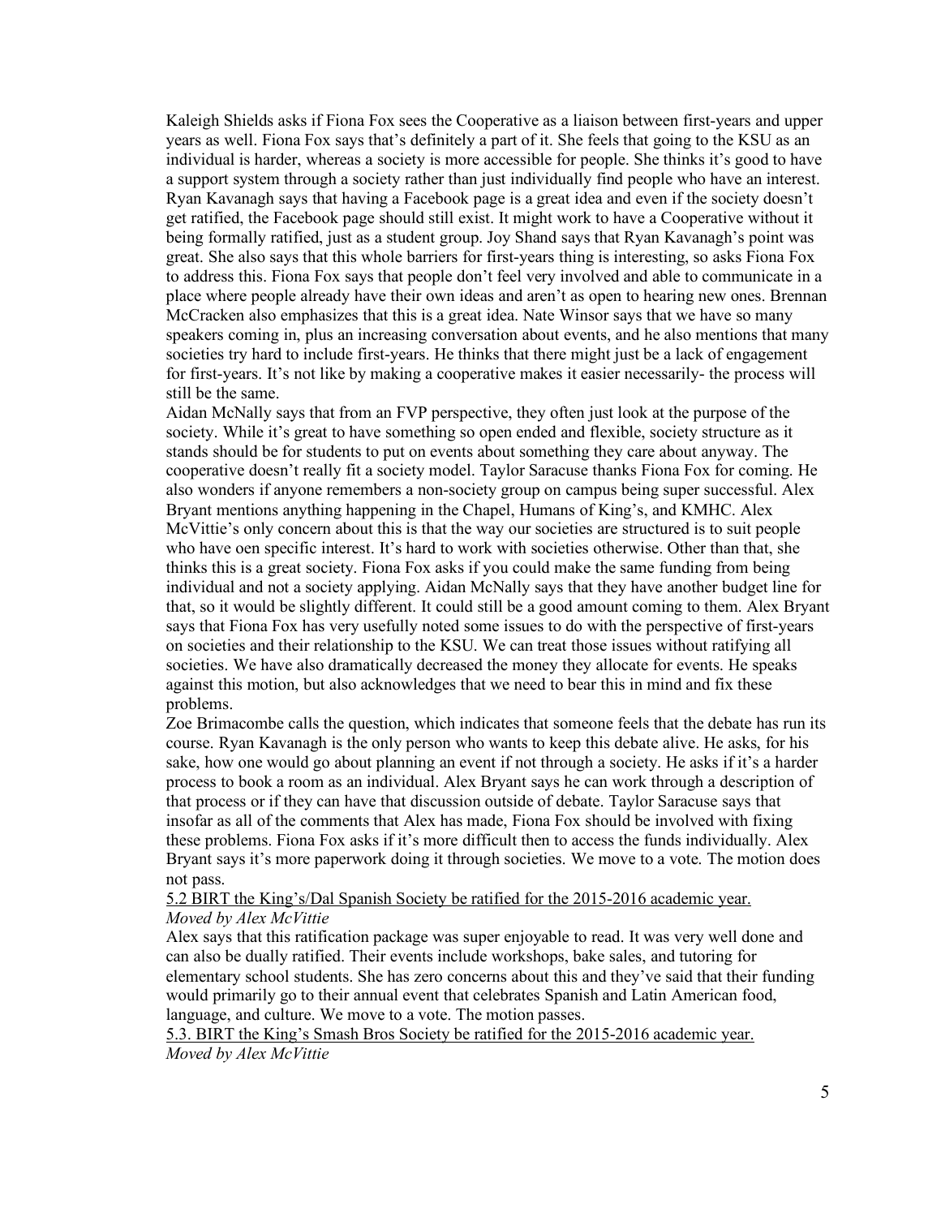Kaleigh Shields asks if Fiona Fox sees the Cooperative as a liaison between first-years and upper years as well. Fiona Fox says that's definitely a part of it. She feels that going to the KSU as an individual is harder, whereas a society is more accessible for people. She thinks it's good to have a support system through a society rather than just individually find people who have an interest. Ryan Kavanagh says that having a Facebook page is a great idea and even if the society doesn't get ratified, the Facebook page should still exist. It might work to have a Cooperative without it being formally ratified, just as a student group. Joy Shand says that Ryan Kavanagh's point was great. She also says that this whole barriers for first-years thing is interesting, so asks Fiona Fox to address this. Fiona Fox says that people don't feel very involved and able to communicate in a place where people already have their own ideas and aren't as open to hearing new ones. Brennan McCracken also emphasizes that this is a great idea. Nate Winsor says that we have so many speakers coming in, plus an increasing conversation about events, and he also mentions that many societies try hard to include first-years. He thinks that there might just be a lack of engagement for first-years. It's not like by making a cooperative makes it easier necessarily- the process will still be the same.

Aidan McNally says that from an FVP perspective, they often just look at the purpose of the society. While it's great to have something so open ended and flexible, society structure as it stands should be for students to put on events about something they care about anyway. The cooperative doesn't really fit a society model. Taylor Saracuse thanks Fiona Fox for coming. He also wonders if anyone remembers a non-society group on campus being super successful. Alex Bryant mentions anything happening in the Chapel, Humans of King's, and KMHC. Alex McVittie's only concern about this is that the way our societies are structured is to suit people who have oen specific interest. It's hard to work with societies otherwise. Other than that, she thinks this is a great society. Fiona Fox asks if you could make the same funding from being individual and not a society applying. Aidan McNally says that they have another budget line for that, so it would be slightly different. It could still be a good amount coming to them. Alex Bryant says that Fiona Fox has very usefully noted some issues to do with the perspective of first-years on societies and their relationship to the KSU. We can treat those issues without ratifying all societies. We have also dramatically decreased the money they allocate for events. He speaks against this motion, but also acknowledges that we need to bear this in mind and fix these problems.

Zoe Brimacombe calls the question, which indicates that someone feels that the debate has run its course. Ryan Kavanagh is the only person who wants to keep this debate alive. He asks, for his sake, how one would go about planning an event if not through a society. He asks if it's a harder process to book a room as an individual. Alex Bryant says he can work through a description of that process or if they can have that discussion outside of debate. Taylor Saracuse says that insofar as all of the comments that Alex has made, Fiona Fox should be involved with fixing these problems. Fiona Fox asks if it's more difficult then to access the funds individually. Alex Bryant says it's more paperwork doing it through societies. We move to a vote. The motion does not pass.

5.2 BIRT the King's/Dal Spanish Society be ratified for the 2015-2016 academic year.
*Moved by Alex McVittie*

Alex says that this ratification package was super enjoyable to read. It was very well done and can also be dually ratified. Their events include workshops, bake sales, and tutoring for elementary school students. She has zero concerns about this and they've said that their funding would primarily go to their annual event that celebrates Spanish and Latin American food, language, and culture. We move to a vote. The motion passes.

5.3. BIRT the King's Smash Bros Society be ratified for the 2015-2016 academic year.
*Moved by Alex McVittie*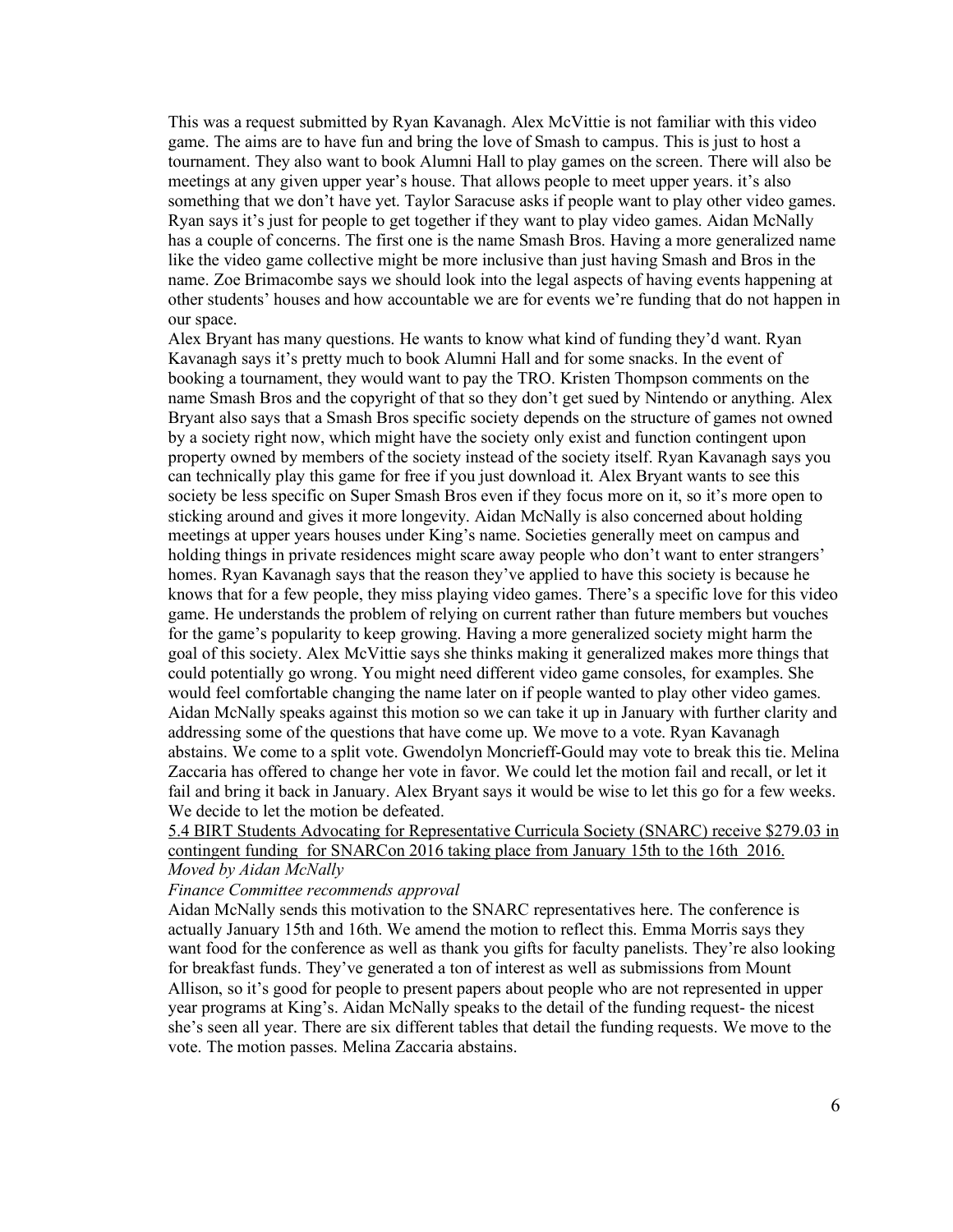This was a request submitted by Ryan Kavanagh. Alex McVittie is not familiar with this video game. The aims are to have fun and bring the love of Smash to campus. This is just to host a tournament. They also want to book Alumni Hall to play games on the screen. There will also be meetings at any given upper year's house. That allows people to meet upper years. it's also something that we don't have yet. Taylor Saracuse asks if people want to play other video games. Ryan says it's just for people to get together if they want to play video games. Aidan McNally has a couple of concerns. The first one is the name Smash Bros. Having a more generalized name like the video game collective might be more inclusive than just having Smash and Bros in the name. Zoe Brimacombe says we should look into the legal aspects of having events happening at other students' houses and how accountable we are for events we're funding that do not happen in our space.

Alex Bryant has many questions. He wants to know what kind of funding they'd want. Ryan Kavanagh says it's pretty much to book Alumni Hall and for some snacks. In the event of booking a tournament, they would want to pay the TRO. Kristen Thompson comments on the name Smash Bros and the copyright of that so they don't get sued by Nintendo or anything. Alex Bryant also says that a Smash Bros specific society depends on the structure of games not owned by a society right now, which might have the society only exist and function contingent upon property owned by members of the society instead of the society itself. Ryan Kavanagh says you can technically play this game for free if you just download it. Alex Bryant wants to see this society be less specific on Super Smash Bros even if they focus more on it, so it's more open to sticking around and gives it more longevity. Aidan McNally is also concerned about holding meetings at upper years houses under King's name. Societies generally meet on campus and holding things in private residences might scare away people who don't want to enter strangers' homes. Ryan Kavanagh says that the reason they've applied to have this society is because he knows that for a few people, they miss playing video games. There's a specific love for this video game. He understands the problem of relying on current rather than future members but vouches for the game's popularity to keep growing. Having a more generalized society might harm the goal of this society. Alex McVittie says she thinks making it generalized makes more things that could potentially go wrong. You might need different video game consoles, for examples. She would feel comfortable changing the name later on if people wanted to play other video games. Aidan McNally speaks against this motion so we can take it up in January with further clarity and addressing some of the questions that have come up. We move to a vote. Ryan Kavanagh abstains. We come to a split vote. Gwendolyn Moncrieff-Gould may vote to break this tie. Melina Zaccaria has offered to change her vote in favor. We could let the motion fail and recall, or let it fail and bring it back in January. Alex Bryant says it would be wise to let this go for a few weeks. We decide to let the motion be defeated.

<u>5.4 BIRT Students Advocating for Representative Curricula Society (SNARC) receive $279.03 in contingent funding for SNARCon 2016 taking place from January 15th to the 16th 2016.</u>

*Moved by Aidan McNally*

*Finance Committee recommends approval*

Aidan McNally sends this motivation to the SNARC representatives here. The conference is actually January 15th and 16th. We amend the motion to reflect this. Emma Morris says they want food for the conference as well as thank you gifts for faculty panelists. They're also looking for breakfast funds. They've generated a ton of interest as well as submissions from Mount Allison, so it's good for people to present papers about people who are not represented in upper year programs at King's. Aidan McNally speaks to the detail of the funding request- the nicest she's seen all year. There are six different tables that detail the funding requests. We move to the vote. The motion passes. Melina Zaccaria abstains.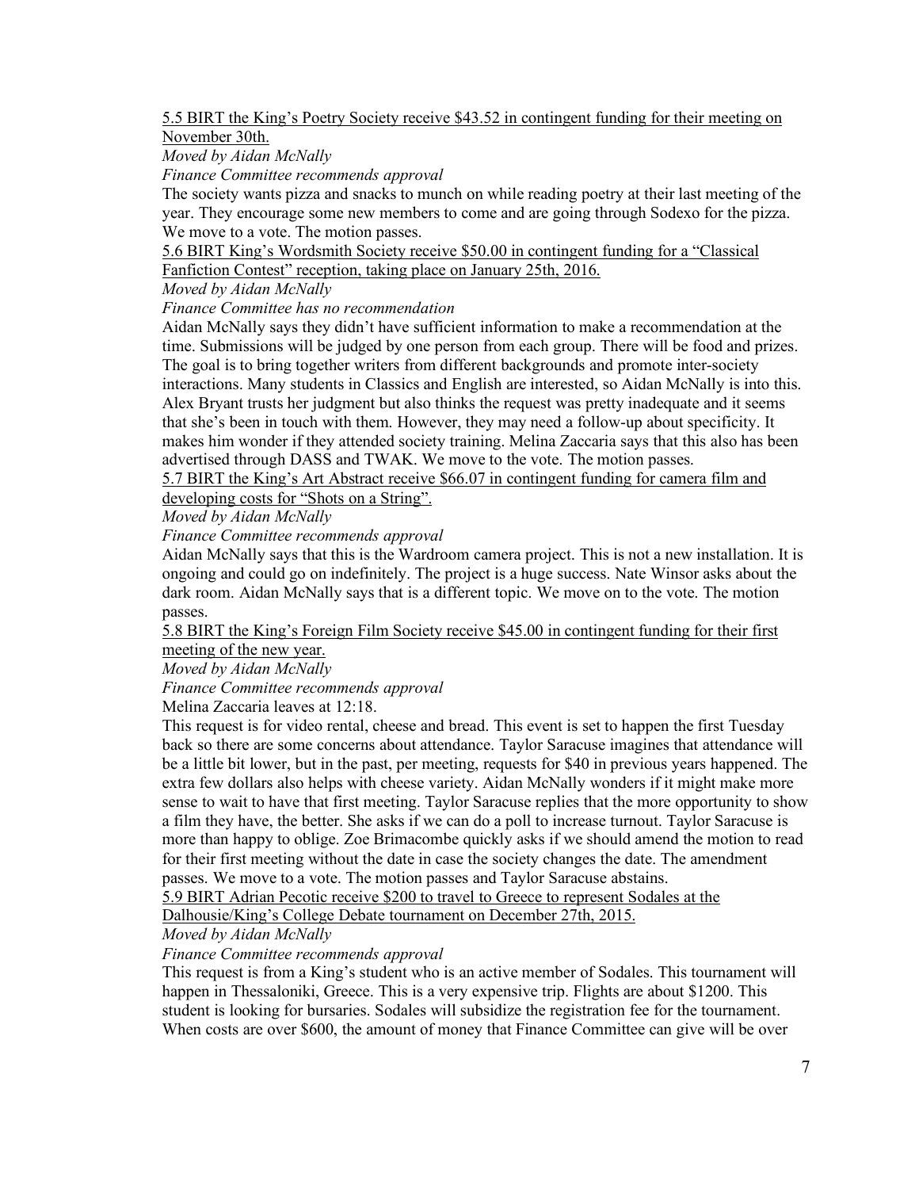<u>5.5 BIRT the King's Poetry Society receive $43.52 in contingent funding for their meeting on November 30th.</u>

*Moved by Aidan McNally*

*Finance Committee recommends approval*

The society wants pizza and snacks to munch on while reading poetry at their last meeting of the year. They encourage some new members to come and are going through Sodexo for the pizza. We move to a vote. The motion passes.

<u>5.6 BIRT King's Wordsmith Society receive $50.00 in contingent funding for a "Classical Fanfiction Contest" reception, taking place on January 25th, 2016.</u>

*Moved by Aidan McNally*

*Finance Committee has no recommendation*

Aidan McNally says they didn't have sufficient information to make a recommendation at the time. Submissions will be judged by one person from each group. There will be food and prizes. The goal is to bring together writers from different backgrounds and promote inter-society interactions. Many students in Classics and English are interested, so Aidan McNally is into this. Alex Bryant trusts her judgment but also thinks the request was pretty inadequate and it seems that she's been in touch with them. However, they may need a follow-up about specificity. It makes him wonder if they attended society training. Melina Zaccaria says that this also has been advertised through DASS and TWAK. We move to the vote. The motion passes.

<u>5.7 BIRT the King's Art Abstract receive $66.07 in contingent funding for camera film and developing costs for "Shots on a String".</u>

*Moved by Aidan McNally*

*Finance Committee recommends approval*

Aidan McNally says that this is the Wardroom camera project. This is not a new installation. It is ongoing and could go on indefinitely. The project is a huge success. Nate Winsor asks about the dark room. Aidan McNally says that is a different topic. We move on to the vote. The motion passes.

<u>5.8 BIRT the King's Foreign Film Society receive $45.00 in contingent funding for their first meeting of the new year.</u>

*Moved by Aidan McNally*

*Finance Committee recommends approval*

Melina Zaccaria leaves at 12:18.

This request is for video rental, cheese and bread. This event is set to happen the first Tuesday back so there are some concerns about attendance. Taylor Saracuse imagines that attendance will be a little bit lower, but in the past, per meeting, requests for $40 in previous years happened. The extra few dollars also helps with cheese variety. Aidan McNally wonders if it might make more sense to wait to have that first meeting. Taylor Saracuse replies that the more opportunity to show a film they have, the better. She asks if we can do a poll to increase turnout. Taylor Saracuse is more than happy to oblige. Zoe Brimacombe quickly asks if we should amend the motion to read for their first meeting without the date in case the society changes the date. The amendment passes. We move to a vote. The motion passes and Taylor Saracuse abstains.

<u>5.9 BIRT Adrian Pecotic receive $200 to travel to Greece to represent Sodales at the Dalhousie/King's College Debate tournament on December 27th, 2015.</u>

*Moved by Aidan McNally*

*Finance Committee recommends approval*

This request is from a King's student who is an active member of Sodales. This tournament will happen in Thessaloniki, Greece. This is a very expensive trip. Flights are about $1200. This student is looking for bursaries. Sodales will subsidize the registration fee for the tournament. When costs are over $600, the amount of money that Finance Committee can give will be over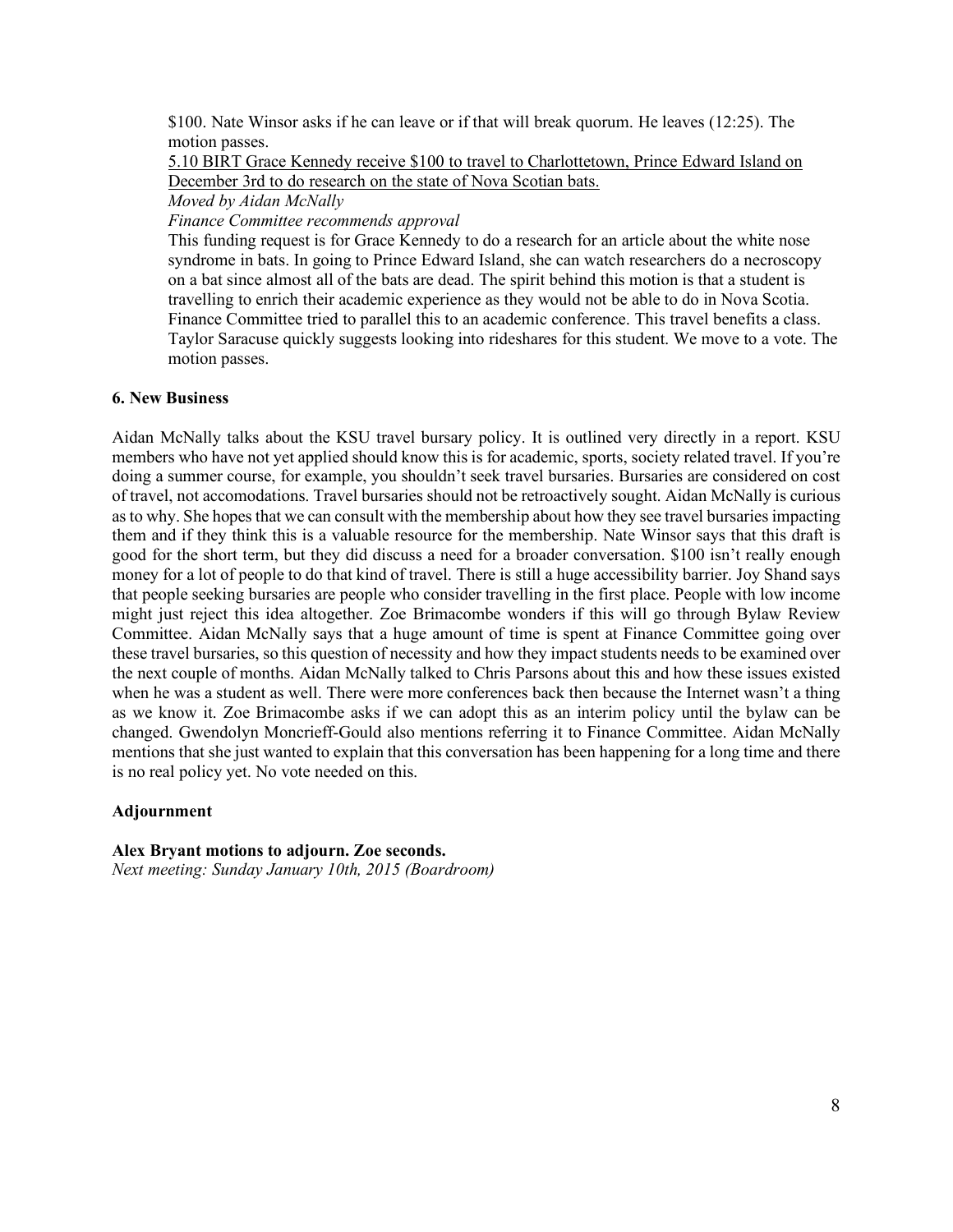$100. Nate Winsor asks if he can leave or if that will break quorum. He leaves (12:25). The motion passes.

5.10 BIRT Grace Kennedy receive $100 to travel to Charlottetown, Prince Edward Island on December 3rd to do research on the state of Nova Scotian bats.

*Moved by Aidan McNally*

*Finance Committee recommends approval*

This funding request is for Grace Kennedy to do a research for an article about the white nose syndrome in bats. In going to Prince Edward Island, she can watch researchers do a necroscopy on a bat since almost all of the bats are dead. The spirit behind this motion is that a student is travelling to enrich their academic experience as they would not be able to do in Nova Scotia. Finance Committee tried to parallel this to an academic conference. This travel benefits a class. Taylor Saracuse quickly suggests looking into rideshares for this student. We move to a vote. The motion passes.

**6. New Business**

Aidan McNally talks about the KSU travel bursary policy. It is outlined very directly in a report. KSU members who have not yet applied should know this is for academic, sports, society related travel. If you're doing a summer course, for example, you shouldn't seek travel bursaries. Bursaries are considered on cost of travel, not accomodations. Travel bursaries should not be retroactively sought. Aidan McNally is curious as to why. She hopes that we can consult with the membership about how they see travel bursaries impacting them and if they think this is a valuable resource for the membership. Nate Winsor says that this draft is good for the short term, but they did discuss a need for a broader conversation. $100 isn't really enough money for a lot of people to do that kind of travel. There is still a huge accessibility barrier. Joy Shand says that people seeking bursaries are people who consider travelling in the first place. People with low income might just reject this idea altogether. Zoe Brimacombe wonders if this will go through Bylaw Review Committee. Aidan McNally says that a huge amount of time is spent at Finance Committee going over these travel bursaries, so this question of necessity and how they impact students needs to be examined over the next couple of months. Aidan McNally talked to Chris Parsons about this and how these issues existed when he was a student as well. There were more conferences back then because the Internet wasn't a thing as we know it. Zoe Brimacombe asks if we can adopt this as an interim policy until the bylaw can be changed. Gwendolyn Moncrieff-Gould also mentions referring it to Finance Committee. Aidan McNally mentions that she just wanted to explain that this conversation has been happening for a long time and there is no real policy yet. No vote needed on this.

**Adjournment**

**Alex Bryant motions to adjourn. Zoe seconds.**

*Next meeting: Sunday January 10th, 2015 (Boardroom)*